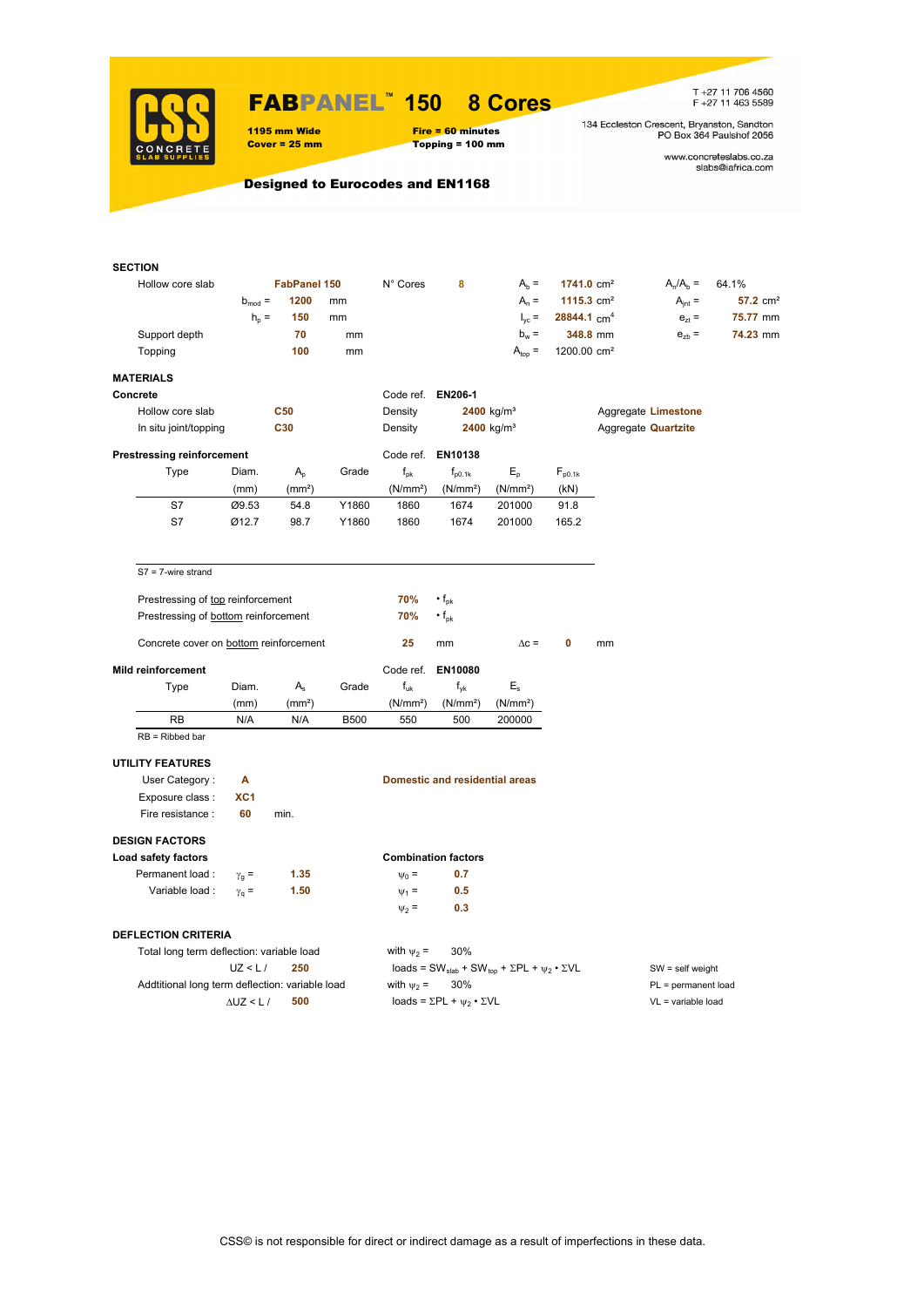# FABPANEL™ 150 8 Cores

**1195 mm Wide**
**Cover = 25 mm**

**Fire = 60 minutes**
**Topping = 100 mm**

T +27 11 706 4560
F +27 11 463 5589

134 Eccleston Crescent, Bryanston, Sandton
PO Box 364 Paulshof 2056

www.concreteslabs.co.za
slabs@iafrica.com

**Designed to Eurocodes and EN1168**

## SECTION

| | | | | | | | | | |
|---|---|---|---|---|---|---|---|---|---|
| Hollow core slab | | FabPanel 150 | N° Cores | 8 | $A_b$ = | 1741.0 cm² | $A_n/A_b$ = | 64.1% |
| | $b_{mod}$ = | 1200 mm | | | $A_n$ = | 1115.3 cm² | $A_{jnt}$ = | 57.2 cm² |
| | $h_p$ = | 150 mm | | | $I_{yc}$ = | 28844.1 cm⁴ | $e_{zt}$ = | 75.77 mm |
| Support depth | | 70 mm | | | $b_w$ = | 348.8 mm | $e_{zb}$ = | 74.23 mm |
| Topping | | 100 mm | | | $A_{top}$ = | 1200.00 cm² | | |

## MATERIALS

**Concrete** — Code ref. EN206-1

| | | | | |
|---|---|---|---|---|
| Hollow core slab | C50 | Density | 2400 kg/m³ | Aggregate Limestone |
| In situ joint/topping | C30 | Density | 2400 kg/m³ | Aggregate Quartzite |

**Prestressing reinforcement** — Code ref. EN10138

| Type | Diam. (mm) | $A_p$ (mm²) | Grade | $f_{pk}$ (N/mm²) | $f_{p0.1k}$ (N/mm²) | $E_p$ (N/mm²) | $F_{p0.1k}$ (kN) |
|---|---|---|---|---|---|---|---|
| S7 | Ø9.53 | 54.8 | Y1860 | 1860 | 1674 | 201000 | 91.8 |
| S7 | Ø12.7 | 98.7 | Y1860 | 1860 | 1674 | 201000 | 165.2 |

S7 = 7-wire strand

Prestressing of top reinforcement 70% • $f_{pk}$
Prestressing of bottom reinforcement 70% • $f_{pk}$

Concrete cover on bottom reinforcement 25 mm $\Delta c$ = 0 mm

**Mild reinforcement** — Code ref. EN10080

| Type | Diam. (mm) | $A_s$ (mm²) | Grade | $f_{uk}$ (N/mm²) | $f_{yk}$ (N/mm²) | $E_s$ (N/mm²) |
|---|---|---|---|---|---|---|
| RB | N/A | N/A | B500 | 550 | 500 | 200000 |

RB = Ribbed bar

## UTILITY FEATURES

User Category : **A** — Domestic and residential areas
Exposure class : **XC1**
Fire resistance : **60** min.

## DESIGN FACTORS

**Load safety factors**

Permanent load : $\gamma_g$ = 1.35
Variable load : $\gamma_q$ = 1.50

**Combination factors**

$\psi_0$ = 0.7
$\psi_1$ = 0.5
$\psi_2$ = 0.3

## DEFLECTION CRITERIA

Total long term deflection: variable load — with $\psi_2$ = 30%
UZ < L / 250 — loads = $SW_{slab} + SW_{top} + \Sigma PL + \psi_2 \cdot \Sigma VL$

Addtitional long term deflection: variable load — with $\psi_2$ = 30%
$\Delta$UZ < L / 500 — loads = $\Sigma PL + \psi_2 \cdot \Sigma VL$

SW = self weight
PL = permanent load
VL = variable load

CSS© is not responsible for direct or indirect damage as a result of imperfections in these data.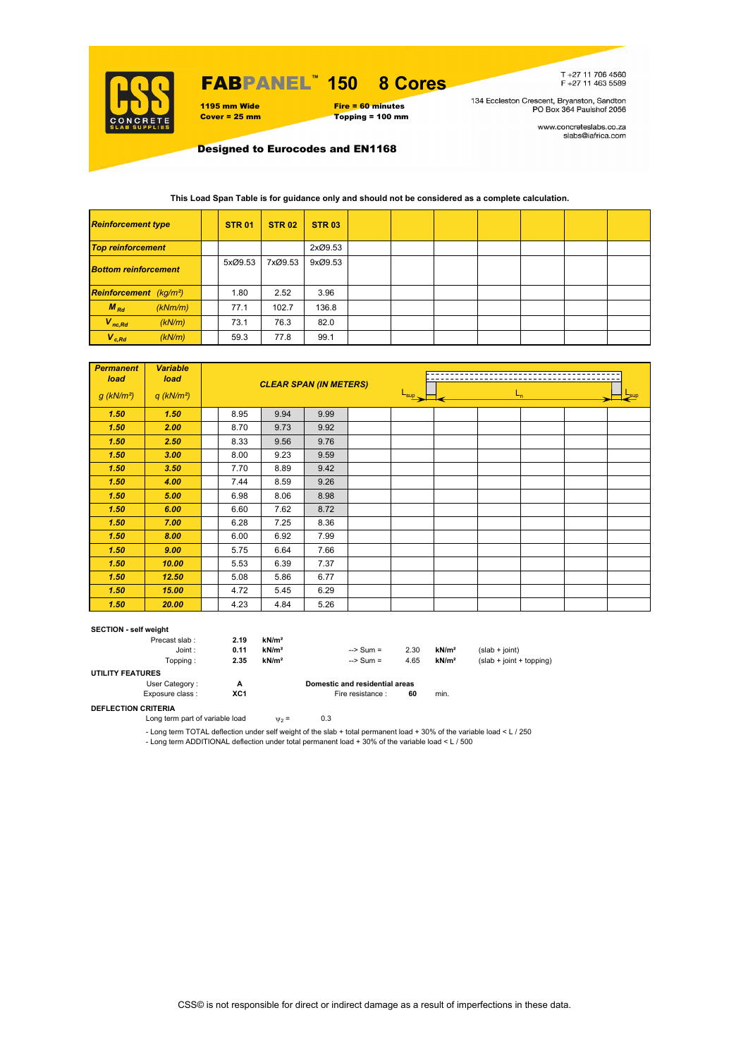# FABPANEL™ 150 8 Cores

**1195 mm Wide** **Fire = 60 minutes**
**Cover = 25 mm** **Topping = 100 mm**

T +27 11 706 4560
F +27 11 463 5589

134 Eccleston Crescent, Bryanston, Sandton
PO Box 364 Paulshof 2056

www.concreteslabs.co.za
slabs@iafrica.com

**Designed to Eurocodes and EN1168**

**This Load Span Table is for guidance only and should not be considered as a complete calculation.**

| *Reinforcement type* | | STR 01 | STR 02 | STR 03 | | | | | | | |
|---|---|---|---|---|---|---|---|---|---|---|---|
| *Top reinforcement* | | | | 2xØ9.53 | | | | | | | |
| *Bottom reinforcement* | | 5xØ9.53 | 7xØ9.53 | 9xØ9.53 | | | | | | | |
| *Reinforcement* | *(kg/m²)* | 1.80 | 2.52 | 3.96 | | | | | | | |
| $M_{Rd}$ | *(kNm/m)* | 77.1 | 102.7 | 136.8 | | | | | | | |
| $V_{nc,Rd}$ | *(kN/m)* | 73.1 | 76.3 | 82.0 | | | | | | | |
| $V_{c,Rd}$ | *(kN/m)* | 59.3 | 77.8 | 99.1 | | | | | | | |

| *Permanent load* $g$ *(kN/m²)* | *Variable load* $q$ *(kN/m²)* | *CLEAR SPAN (IN METERS)* ($L_{sup}$, $L_n$, $L_{sup}$) | | | | | | | | |
|---|---|---|---|---|---|---|---|---|---|---|
| **1.50** | **1.50** | 8.95 | 9.94 | 9.99 | | | | | | |
| **1.50** | **2.00** | 8.70 | 9.73 | 9.92 | | | | | | |
| **1.50** | **2.50** | 8.33 | 9.56 | 9.76 | | | | | | |
| **1.50** | **3.00** | 8.00 | 9.23 | 9.59 | | | | | | |
| **1.50** | **3.50** | 7.70 | 8.89 | 9.42 | | | | | | |
| **1.50** | **4.00** | 7.44 | 8.59 | 9.26 | | | | | | |
| **1.50** | **5.00** | 6.98 | 8.06 | 8.98 | | | | | | |
| **1.50** | **6.00** | 6.60 | 7.62 | 8.72 | | | | | | |
| **1.50** | **7.00** | 6.28 | 7.25 | 8.36 | | | | | | |
| **1.50** | **8.00** | 6.00 | 6.92 | 7.99 | | | | | | |
| **1.50** | **9.00** | 5.75 | 6.64 | 7.66 | | | | | | |
| **1.50** | **10.00** | 5.53 | 6.39 | 7.37 | | | | | | |
| **1.50** | **12.50** | 5.08 | 5.86 | 6.77 | | | | | | |
| **1.50** | **15.00** | 4.72 | 5.45 | 6.29 | | | | | | |
| **1.50** | **20.00** | 4.23 | 4.84 | 5.26 | | | | | | |

**SECTION - self weight**

| | | | | | | |
|---|---|---|---|---|---|---|
| Precast slab : | **2.19** | **kN/m²** | | | | |
| Joint : | **0.11** | **kN/m²** | --> Sum = | 2.30 | **kN/m²** | (slab + joint) |
| Topping : | **2.35** | **kN/m²** | --> Sum = | 4.65 | **kN/m²** | (slab + joint + topping) |

**UTILITY FEATURES**

User Category : **A** — **Domestic and residential areas**
Exposure class : **XC1** — Fire resistance : **60** min.

**DEFLECTION CRITERIA**

Long term part of variable load $\psi_2 =$ 0.3

- Long term TOTAL deflection under self weight of the slab + total permanent load + 30% of the variable load < L / 250
- Long term ADDITIONAL deflection under total permanent load + 30% of the variable load < L / 500

CSS© is not responsible for direct or indirect damage as a result of imperfections in these data.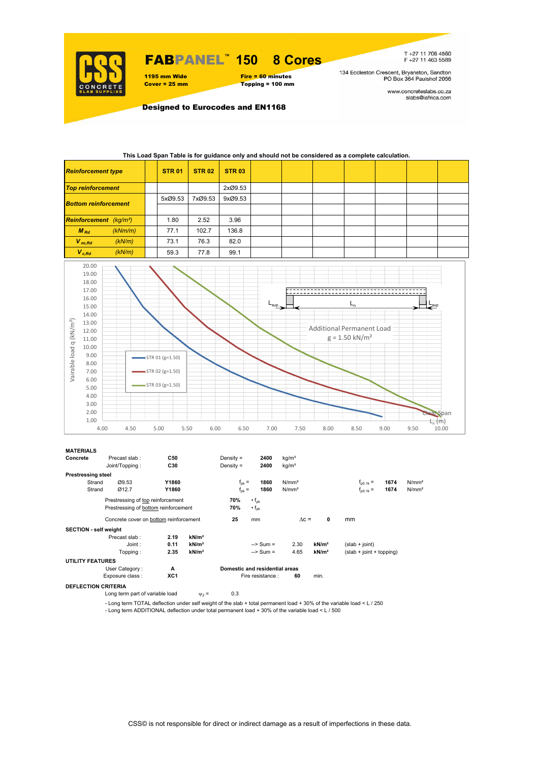# FABPANEL™ 150 8 Cores

**1195 mm Wide**
**Cover = 25 mm**

**Fire = 60 minutes**
**Topping = 100 mm**

T +27 11 706 4560
F +27 11 463 5589

134 Eccleston Crescent, Bryanston, Sandton
PO Box 364 Paulshof 2056

www.concreteslabs.co.za
slabs@iafrica.com

**Designed to Eurocodes and EN1168**

**This Load Span Table is for guidance only and should not be considered as a complete calculation.**

| Reinforcement type | | STR 01 | STR 02 | STR 03 | | | | | | | |
|---|---|---|---|---|---|---|---|---|---|---|---|
| Top reinforcement | | | | 2xØ9.53 | | | | | | | |
| Bottom reinforcement | | 5xØ9.53 | 7xØ9.53 | 9xØ9.53 | | | | | | | |
| | | | | | | | | | | | |
| Reinforcement (kg/m²) | | 1.80 | 2.52 | 3.96 | | | | | | | |
| $M_{Rd}$ (kNm/m) | | 77.1 | 102.7 | 136.8 | | | | | | | |
| $V_{nc,Rd}$ (kN/m) | | 73.1 | 76.3 | 82.0 | | | | | | | |
| $V_{c,Rd}$ (kN/m) | | 59.3 | 77.8 | 99.1 | | | | | | | |

Vairable load q (kN/m²)
20.00
19.00
18.00
17.00
16.00
15.00
14.00
13.00
12.00
11.00
10.00
9.00
8.00
7.00
6.00
5.00
4.00
3.00
2.00
1.00

4.00
4.50
5.00
5.50
6.00
6.50
7.00
7.50
8.00
8.50
9.00
9.50
10.00

Clear Span
$L_n$ (m)

$L_{sup}$
$L_n$
$L_{sup}$

Additional Permanent Load
g = 1.50 kN/m²

STR 01 (g=1.50)
STR 02 (g=1.50)
STR 03 (g=1.50)

## MATERIALS

**Concrete**

| | | | | | |
|---|---|---|---|---|---|
| Precast slab : | C50 | Density = | 2400 | kg/m³ |
| Joint/Topping : | C30 | Density = | 2400 | kg/m³ |

**Prestressing steel**

| | | | | | | | | |
|---|---|---|---|---|---|---|---|---|
| Strand | Ø9.53 | Y1860 | $f_{pk}$ = | 1860 | N/mm² | $f_{p0.1k}$ = | 1674 | N/mm² |
| Strand | Ø12.7 | Y1860 | $f_{pk}$ = | 1860 | N/mm² | $f_{p0.1k}$ = | 1674 | N/mm² |

Prestressing of top reinforcement 70% $\cdot f_{pk}$
Prestressing of bottom reinforcement 70% $\cdot f_{pk}$

Concrete cover on bottom reinforcement 25 mm Δc = 0 mm

**SECTION - self weight**

| | | | | | | |
|---|---|---|---|---|---|---|
| Precast slab : | 2.19 | kN/m² | | | | |
| Joint : | 0.11 | kN/m² | --> Sum = | 2.30 | kN/m² | (slab + joint) |
| Topping : | 2.35 | kN/m² | --> Sum = | 4.65 | kN/m² | (slab + joint + topping) |

**UTILITY FEATURES**

User Category : **A** — **Domestic and residential areas**
Exposure class : **XC1** — Fire resistance : **60** min.

**DEFLECTION CRITERIA**

Long term part of variable load $\psi_2$ = 0.3

- Long term TOTAL deflection under self weight of the slab + total permanent load + 30% of the variable load < L / 250
- Long term ADDITIONAL deflection under total permanent load + 30% of the variable load < L / 500

CSS© is not responsible for direct or indirect damage as a result of imperfections in these data.